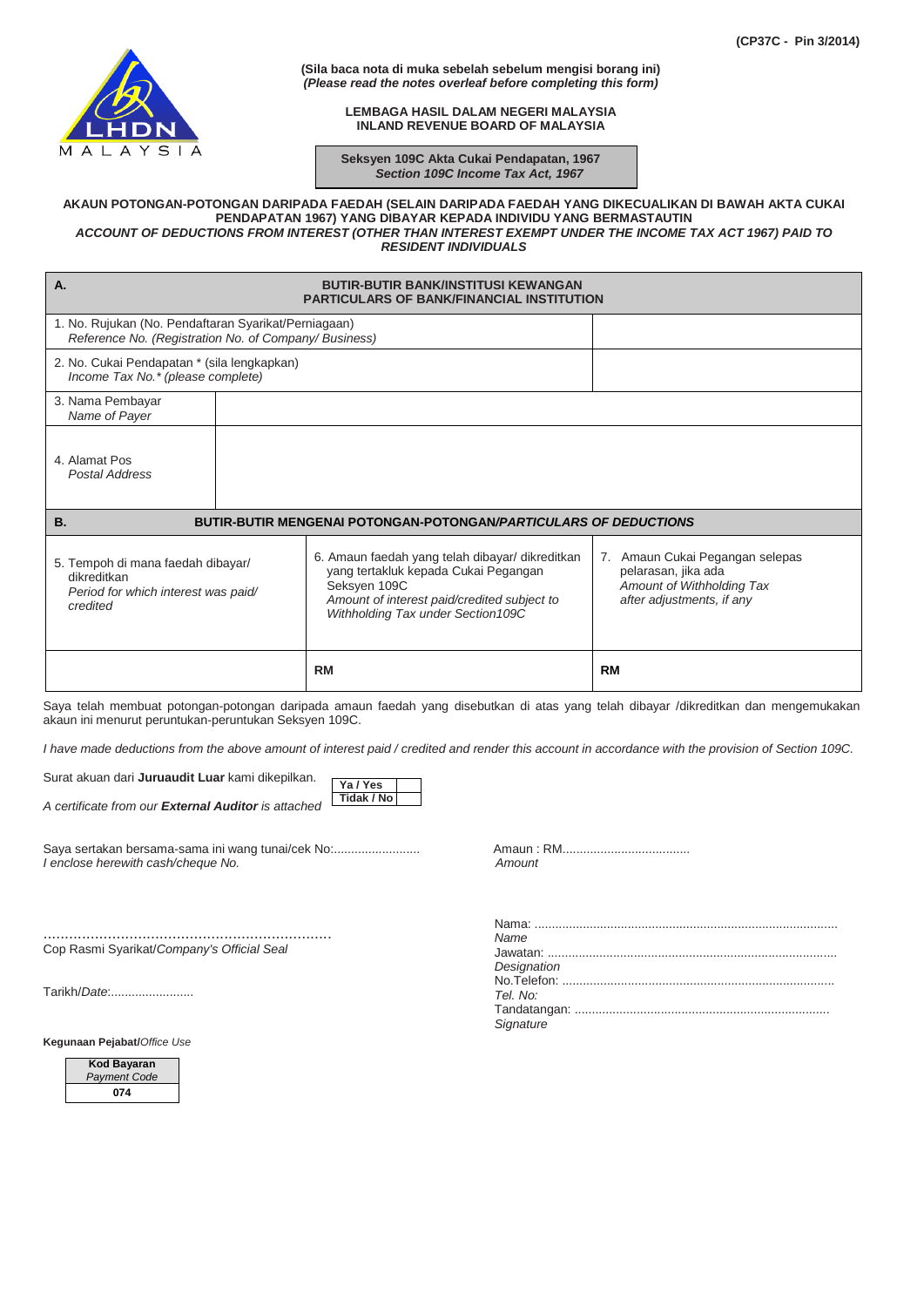(CP37C - Pin 3/2014)

**(Sila baca nota di muka sebelah sebelum mengisi borang ini)**
***(Please read the notes overleaf before completing this form)***

**LEMBAGA HASIL DALAM NEGERI MALAYSIA**
**INLAND REVENUE BOARD OF MALAYSIA**

**Seksyen 109C Akta Cukai Pendapatan, 1967**
***Section 109C Income Tax Act, 1967***

**AKAUN POTONGAN-POTONGAN DARIPADA FAEDAH (SELAIN DARIPADA FAEDAH YANG DIKECUALIKAN DI BAWAH AKTA CUKAI PENDAPATAN 1967) YANG DIBAYAR KEPADA INDIVIDU YANG BERMASTAUTIN**
***ACCOUNT OF DEDUCTIONS FROM INTEREST (OTHER THAN INTEREST EXEMPT UNDER THE INCOME TAX ACT 1967) PAID TO RESIDENT INDIVIDUALS***

| **A.** BUTIR-BUTIR BANK/INSTITUSI KEWANGAN / PARTICULARS OF BANK/FINANCIAL INSTITUTION | |
|---|---|
| 1. No. Rujukan (No. Pendaftaran Syarikat/Perniagaan) *Reference No. (Registration No. of Company/ Business)* | |
| 2. No. Cukai Pendapatan * (sila lengkapkan) *Income Tax No.* (please complete)* | |
| 3. Nama Pembayar *Name of Payer* | |
| 4. Alamat Pos *Postal Address* | |

| **B.** BUTIR-BUTIR MENGENAI POTONGAN-POTONGAN/*PARTICULARS OF DEDUCTIONS* | | |
|---|---|---|
| 5. Tempoh di mana faedah dibayar/ dikreditkan *Period for which interest was paid/ credited* | 6. Amaun faedah yang telah dibayar/ dikreditkan yang tertakluk kepada Cukai Pegangan Seksyen 109C *Amount of interest paid/credited subject to Withholding Tax under Section109C* | 7. Amaun Cukai Pegangan selepas pelarasan, jika ada *Amount of Withholding Tax after adjustments, if any* |
| | **RM** | **RM** |

Saya telah membuat potongan-potongan daripada amaun faedah yang disebutkan di atas yang telah dibayar /dikreditkan dan mengemukakan akaun ini menurut peruntukan-peruntukan Seksyen 109C.

*I have made deductions from the above amount of interest paid / credited and render this account in accordance with the provision of Section 109C.*

Surat akuan dari **Juruaudit Luar** kami dikepilkan.
*A certificate from our **External Auditor** is attached*

| | |
|---|---|
| **Ya / Yes** | |
| **Tidak / No** | |

Saya sertakan bersama-sama ini wang tunai/cek No:.........................
*I enclose herewith cash/cheque No.*

Amaun : RM.....................................
*Amount*

..................................................................
Cop Rasmi Syarikat/*Company's Official Seal*

Tarikh/*Date*:........................

Nama: .......................................................................................
*Name*
Jawatan: ...................................................................................
*Designation*
No.Telefon: ...............................................................................
*Tel. No:*
Tandatangan: ..........................................................................
*Signature*

**Kegunaan Pejabat/***Office Use*

| **Kod Bayaran** *Payment Code* |
|---|
| **074** |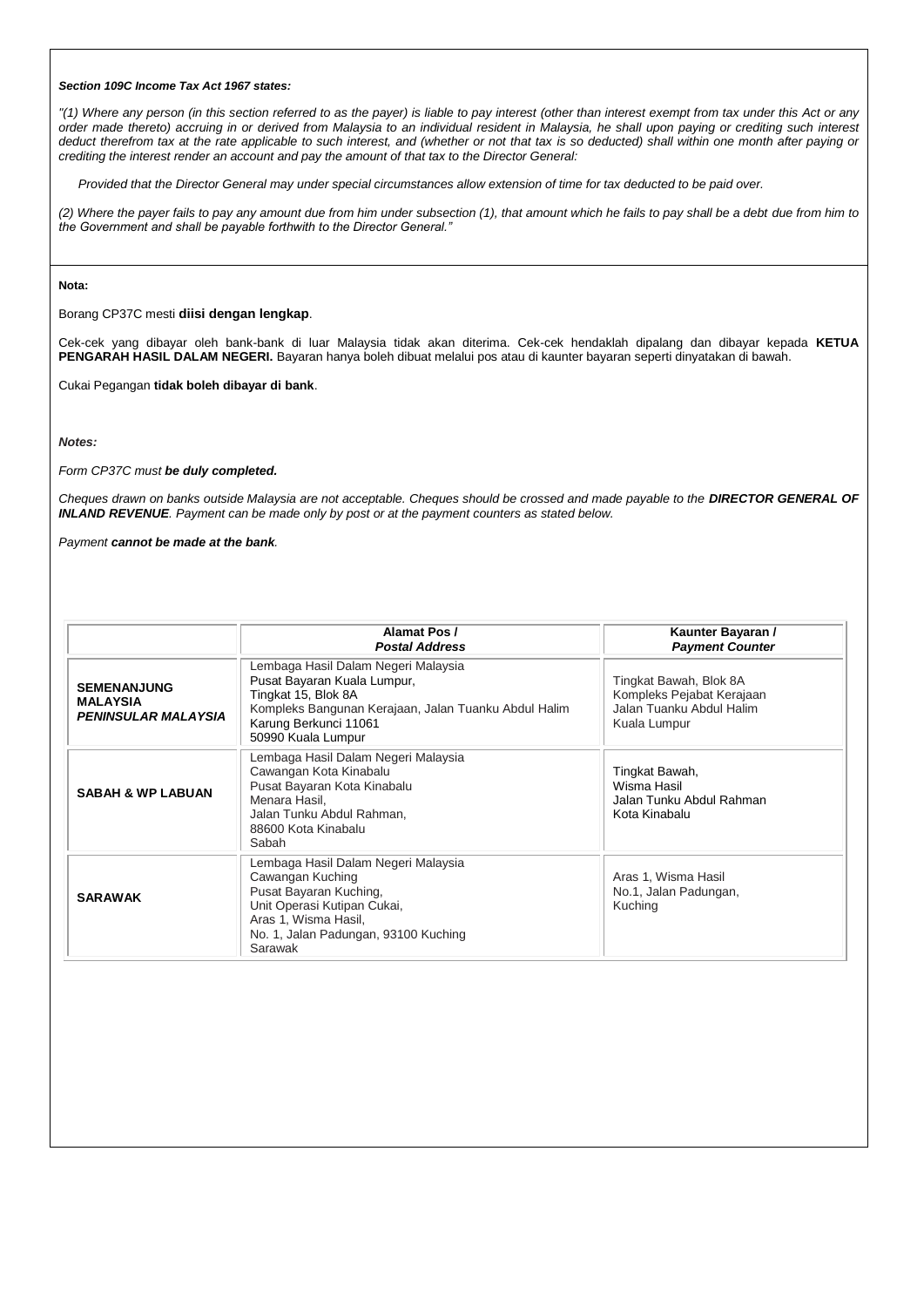***Section 109C Income Tax Act 1967 states:***

*"(1) Where any person (in this section referred to as the payer) is liable to pay interest (other than interest exempt from tax under this Act or any order made thereto) accruing in or derived from Malaysia to an individual resident in Malaysia, he shall upon paying or crediting such interest deduct therefrom tax at the rate applicable to such interest, and (whether or not that tax is so deducted) shall within one month after paying or crediting the interest render an account and pay the amount of that tax to the Director General:*

*Provided that the Director General may under special circumstances allow extension of time for tax deducted to be paid over.*

*(2) Where the payer fails to pay any amount due from him under subsection (1), that amount which he fails to pay shall be a debt due from him to the Government and shall be payable forthwith to the Director General."*

**Nota:**

Borang CP37C mesti **diisi dengan lengkap**.

Cek-cek yang dibayar oleh bank-bank di luar Malaysia tidak akan diterima. Cek-cek hendaklah dipalang dan dibayar kepada **KETUA PENGARAH HASIL DALAM NEGERI.** Bayaran hanya boleh dibuat melalui pos atau di kaunter bayaran seperti dinyatakan di bawah.

Cukai Pegangan **tidak boleh dibayar di bank**.

***Notes:***

*Form CP37C must **be duly completed.***

*Cheques drawn on banks outside Malaysia are not acceptable. Cheques should be crossed and made payable to the **DIRECTOR GENERAL OF INLAND REVENUE**. Payment can be made only by post or at the payment counters as stated below.*

*Payment **cannot be made at the bank**.*

| | **Alamat Pos /** ***Postal Address*** | **Kaunter Bayaran /** ***Payment Counter*** |
|---|---|---|
| **SEMENANJUNG MALAYSIA** ***PENINSULAR MALAYSIA*** | Lembaga Hasil Dalam Negeri Malaysia<br>Pusat Bayaran Kuala Lumpur,<br>Tingkat 15, Blok 8A<br>Kompleks Bangunan Kerajaan, Jalan Tuanku Abdul Halim<br>Karung Berkunci 11061<br>50990 Kuala Lumpur | Tingkat Bawah, Blok 8A<br>Kompleks Pejabat Kerajaan<br>Jalan Tuanku Abdul Halim<br>Kuala Lumpur |
| **SABAH & WP LABUAN** | Lembaga Hasil Dalam Negeri Malaysia<br>Cawangan Kota Kinabalu<br>Pusat Bayaran Kota Kinabalu<br>Menara Hasil,<br>Jalan Tunku Abdul Rahman,<br>88600 Kota Kinabalu<br>Sabah | Tingkat Bawah,<br>Wisma Hasil<br>Jalan Tunku Abdul Rahman<br>Kota Kinabalu |
| **SARAWAK** | Lembaga Hasil Dalam Negeri Malaysia<br>Cawangan Kuching<br>Pusat Bayaran Kuching,<br>Unit Operasi Kutipan Cukai,<br>Aras 1, Wisma Hasil,<br>No. 1, Jalan Padungan, 93100 Kuching<br>Sarawak | Aras 1, Wisma Hasil<br>No.1, Jalan Padungan,<br>Kuching |